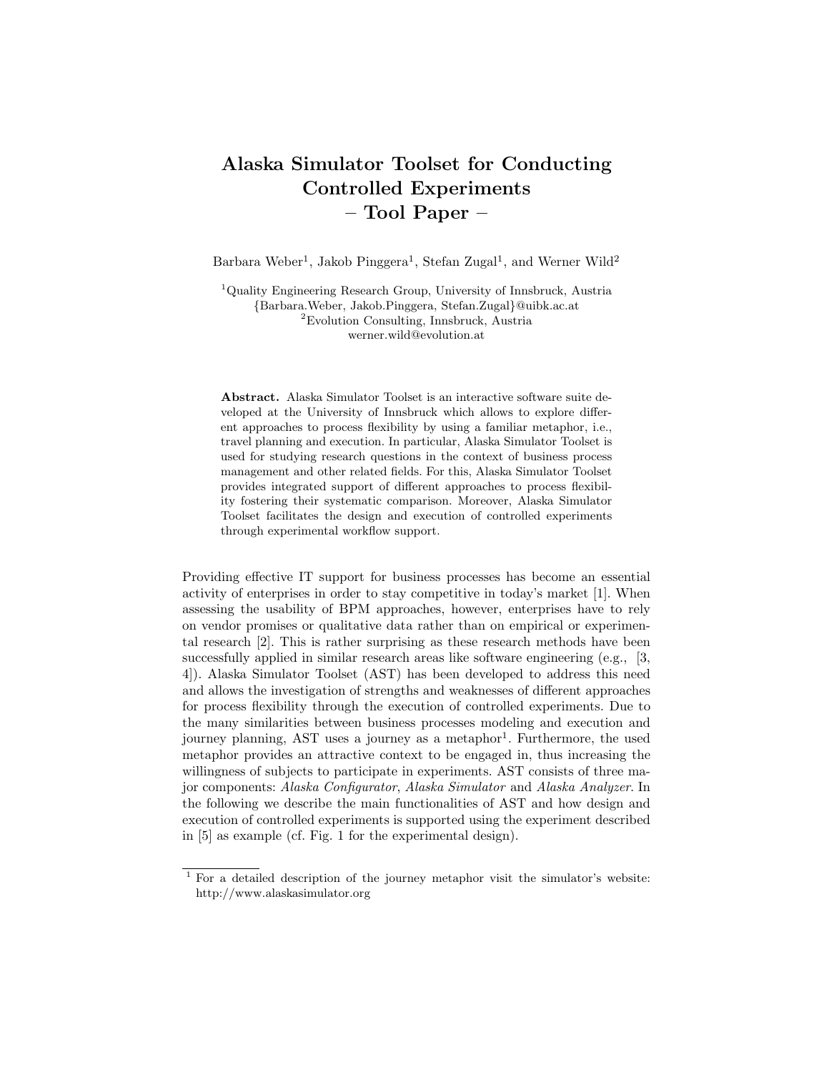# Alaska Simulator Toolset for Conducting Controlled Experiments – Tool Paper –

Barbara Weber[1], Jakob Pinggera[1], Stefan Zugal[1], and Werner Wild[2]

[1]Quality Engineering Research Group, University of Innsbruck, Austria
{Barbara.Weber, Jakob.Pinggera, Stefan.Zugal}@uibk.ac.at
[2]Evolution Consulting, Innsbruck, Austria
werner.wild@evolution.at

**Abstract.** Alaska Simulator Toolset is an interactive software suite developed at the University of Innsbruck which allows to explore different approaches to process flexibility by using a familiar metaphor, i.e., travel planning and execution. In particular, Alaska Simulator Toolset is used for studying research questions in the context of business process management and other related fields. For this, Alaska Simulator Toolset provides integrated support of different approaches to process flexibility fostering their systematic comparison. Moreover, Alaska Simulator Toolset facilitates the design and execution of controlled experiments through experimental workflow support.

Providing effective IT support for business processes has become an essential activity of enterprises in order to stay competitive in today's market [1]. When assessing the usability of BPM approaches, however, enterprises have to rely on vendor promises or qualitative data rather than on empirical or experimental research [2]. This is rather surprising as these research methods have been successfully applied in similar research areas like software engineering (e.g., [3, 4]). Alaska Simulator Toolset (AST) has been developed to address this need and allows the investigation of strengths and weaknesses of different approaches for process flexibility through the execution of controlled experiments. Due to the many similarities between business processes modeling and execution and journey planning, AST uses a journey as a metaphor[1]. Furthermore, the used metaphor provides an attractive context to be engaged in, thus increasing the willingness of subjects to participate in experiments. AST consists of three major components: *Alaska Configurator*, *Alaska Simulator* and *Alaska Analyzer*. In the following we describe the main functionalities of AST and how design and execution of controlled experiments is supported using the experiment described in [5] as example (cf. Fig. 1 for the experimental design).

[1] For a detailed description of the journey metaphor visit the simulator's website: http://www.alaskasimulator.org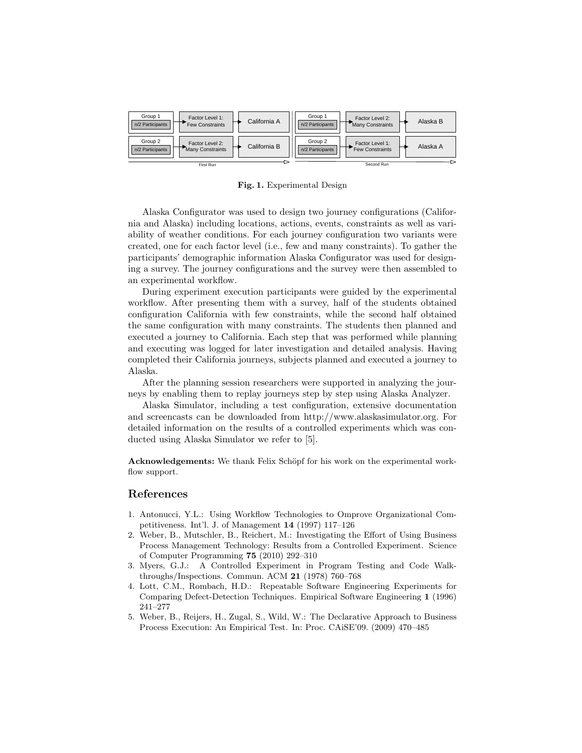Group 1

n/2 Participants

Factor Level 1:
Few Constraints

California A

Group 2

n/2 Participants

Factor Level 2:
Many Constraints

California B

First Run

Group 1

n/2 Participants

Factor Level 2:
Many Constraints

Alaska B

Group 2

n/2 Participants

Factor Level 1:
Few Constraints

Alaska A

Second Run

**Fig. 1.** Experimental Design

Alaska Configurator was used to design two journey configurations (California and Alaska) including locations, actions, events, constraints as well as variability of weather conditions. For each journey configuration two variants were created, one for each factor level (i.e., few and many constraints). To gather the participants' demographic information Alaska Configurator was used for designing a survey. The journey configurations and the survey were then assembled to an experimental workflow.

During experiment execution participants were guided by the experimental workflow. After presenting them with a survey, half of the students obtained configuration California with few constraints, while the second half obtained the same configuration with many constraints. The students then planned and executed a journey to California. Each step that was performed while planning and executing was logged for later investigation and detailed analysis. Having completed their California journeys, subjects planned and executed a journey to Alaska.

After the planning session researchers were supported in analyzing the journeys by enabling them to replay journeys step by step using Alaska Analyzer.

Alaska Simulator, including a test configuration, extensive documentation and screencasts can be downloaded from http://www.alaskasimulator.org. For detailed information on the results of a controlled experiments which was conducted using Alaska Simulator we refer to [5].

**Acknowledgements:** We thank Felix Schöpf for his work on the experimental workflow support.

## References

1. Antonucci, Y.L.: Using Workflow Technologies to Omprove Organizational Competitiveness. Int'l. J. of Management **14** (1997) 117–126
2. Weber, B., Mutschler, B., Reichert, M.: Investigating the Effort of Using Business Process Management Technology: Results from a Controlled Experiment. Science of Computer Programming **75** (2010) 292–310
3. Myers, G.J.: A Controlled Experiment in Program Testing and Code Walkthroughs/Inspections. Commun. ACM **21** (1978) 760–768
4. Lott, C.M., Rombach, H.D.: Repeatable Software Engineering Experiments for Comparing Defect-Detection Techniques. Empirical Software Engineering **1** (1996) 241–277
5. Weber, B., Reijers, H., Zugal, S., Wild, W.: The Declarative Approach to Business Process Execution: An Empirical Test. In: Proc. CAiSE'09. (2009) 470–485